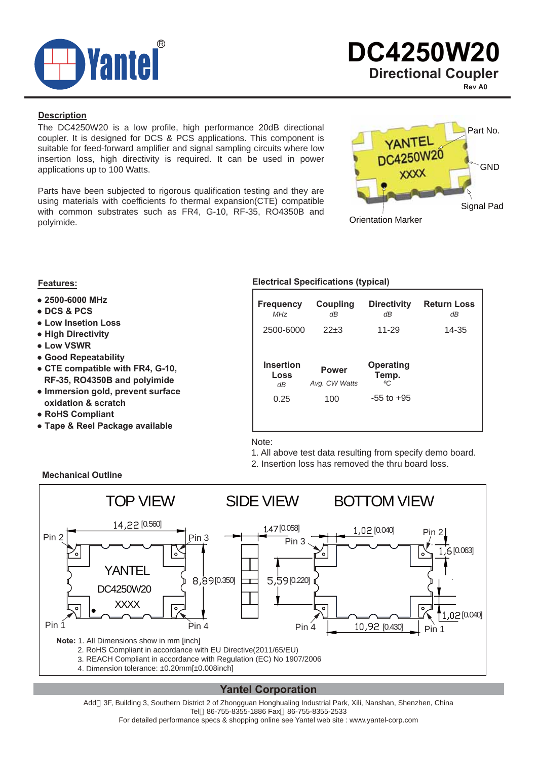# DC4250W20

## Directional Coupler

Rev A0

### Description

The DC4250W20 is a low profile, high performance 20dB directional coupler. It is designed for DCS & PCS applications. This component is suitable for feed-forward amplifier and signal sampling circuits where low insertion loss, high directivity is required. It can be used in power applications up to 100 Watts.

Parts have been subjected to rigorous qualification testing and they are using materials with coefficients fo thermal expansion(CTE) compatible with common substrates such as FR4, G-10, RF-35, RO4350B and polyimide.

Part No.
GND
Signal Pad
Orientation Marker

### Features:

- **2500-6000 MHz**
- **DCS & PCS**
- **Low Insetion Loss**
- **High Directivity**
- **Low VSWR**
- **Good Repeatability**
- **CTE compatible with FR4, G-10, RF-35, RO4350B and polyimide**
- **Immersion gold, prevent surface oxidation & scratch**
- **RoHS Compliant**
- **Tape & Reel Package available**

### Electrical Specifications (typical)

| Frequency *MHz* | Coupling *dB* | Directivity *dB* | Return Loss *dB* |
|---|---|---|---|
| 2500-6000 | 22±3 | 11-29 | 14-35 |

| Insertion Loss *dB* | Power *Avg. CW Watts* | Operating Temp. *ºC* |
|---|---|---|
| 0.25 | 100 | -55 to +95 |

Note:
1. All above test data resulting from specify demo board.
2. Insertion loss has removed the thru board loss.

### Mechanical Outline

TOP VIEW — SIDE VIEW — BOTTOM VIEW

Top view: 14,22 [0.560]; 8,89 [0.350]; Pin 1, Pin 2, Pin 3, Pin 4; YANTEL DC4250W20 XXXX

Side view: 1,47 [0.058]

Bottom view: 1,02 [0.040]; 1,6 [0.063]; 5,59 [0.220]; 10,92 [0.430]; 1,02 [0.040]

**Note:** 1. All Dimensions show in mm [inch]
2. RoHS Compliant in accordance with EU Directive(2011/65/EU)
3. REACH Compliant in accordance with Regulation (EC) No 1907/2006
4. Dimension tolerance: ±0.20mm[±0.008inch]

**Yantel Corporation**

Add：3F, Building 3, Southern District 2 of Zhongguan Honghualing Industrial Park, Xili, Nanshan, Shenzhen, China
Tel：86-755-8355-1886 Fax：86-755-8355-2533
For detailed performance specs & shopping online see Yantel web site : www.yantel-corp.com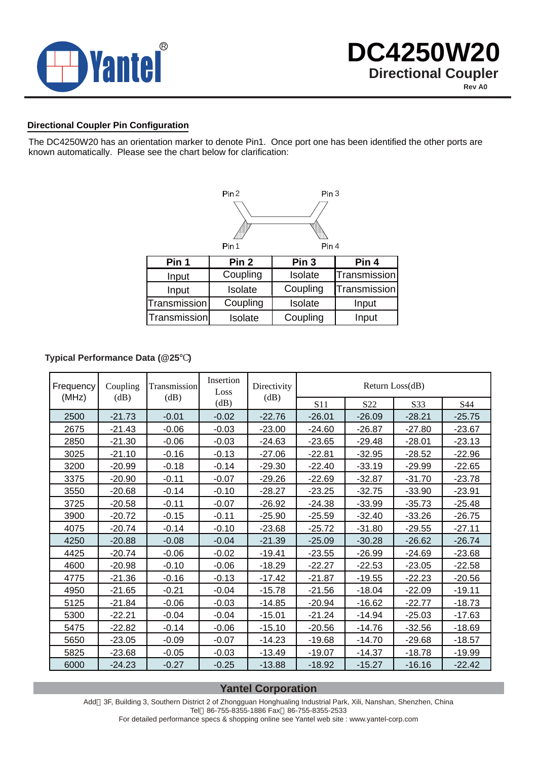## Directional Coupler Pin Configuration

The DC4250W20 has an orientation marker to denote Pin1. Once port one has been identified the other ports are known automatically. Please see the chart below for clarification:

Pin 2 Pin 3

Pin 1 Pin 4

| Pin 1 | Pin 2 | Pin 3 | Pin 4 |
|---|---|---|---|
| Input | Coupling | Isolate | Transmission |
| Input | Isolate | Coupling | Transmission |
| Transmission | Coupling | Isolate | Input |
| Transmission | Isolate | Coupling | Input |

### Typical Performance Data (@25℃)

| Frequency (MHz) | Coupling (dB) | Transmission (dB) | Insertion Loss (dB) | Directivity (dB) | Return Loss(dB) | | | |
|---|---|---|---|---|---|---|---|---|
| | | | | | S11 | S22 | S33 | S44 |
| 2500 | -21.73 | -0.01 | -0.02 | -22.76 | -26.01 | -26.09 | -28.21 | -25.75 |
| 2675 | -21.43 | -0.06 | -0.03 | -23.00 | -24.60 | -26.87 | -27.80 | -23.67 |
| 2850 | -21.30 | -0.06 | -0.03 | -24.63 | -23.65 | -29.48 | -28.01 | -23.13 |
| 3025 | -21.10 | -0.16 | -0.13 | -27.06 | -22.81 | -32.95 | -28.52 | -22.96 |
| 3200 | -20.99 | -0.18 | -0.14 | -29.30 | -22.40 | -33.19 | -29.99 | -22.65 |
| 3375 | -20.90 | -0.11 | -0.07 | -29.26 | -22.69 | -32.87 | -31.70 | -23.78 |
| 3550 | -20.68 | -0.14 | -0.10 | -28.27 | -23.25 | -32.75 | -33.90 | -23.91 |
| 3725 | -20.58 | -0.11 | -0.07 | -26.92 | -24.38 | -33.99 | -35.73 | -25.48 |
| 3900 | -20.72 | -0.15 | -0.11 | -25.90 | -25.59 | -32.40 | -33.26 | -26.75 |
| 4075 | -20.74 | -0.14 | -0.10 | -23.68 | -25.72 | -31.80 | -29.55 | -27.11 |
| 4250 | -20.88 | -0.08 | -0.04 | -21.39 | -25.09 | -30.28 | -26.62 | -26.74 |
| 4425 | -20.74 | -0.06 | -0.02 | -19.41 | -23.55 | -26.99 | -24.69 | -23.68 |
| 4600 | -20.98 | -0.10 | -0.06 | -18.29 | -22.27 | -22.53 | -23.05 | -22.58 |
| 4775 | -21.36 | -0.16 | -0.13 | -17.42 | -21.87 | -19.55 | -22.23 | -20.56 |
| 4950 | -21.65 | -0.21 | -0.04 | -15.78 | -21.56 | -18.04 | -22.09 | -19.11 |
| 5125 | -21.84 | -0.06 | -0.03 | -14.85 | -20.94 | -16.62 | -22.77 | -18.73 |
| 5300 | -22.21 | -0.04 | -0.04 | -15.01 | -21.24 | -14.94 | -25.03 | -17.63 |
| 5475 | -22.82 | -0.14 | -0.06 | -15.10 | -20.56 | -14.76 | -32.56 | -18.69 |
| 5650 | -23.05 | -0.09 | -0.07 | -14.23 | -19.68 | -14.70 | -29.68 | -18.57 |
| 5825 | -23.68 | -0.05 | -0.03 | -13.49 | -19.07 | -14.37 | -18.78 | -19.99 |
| 6000 | -24.23 | -0.27 | -0.25 | -13.88 | -18.92 | -15.27 | -16.16 | -22.42 |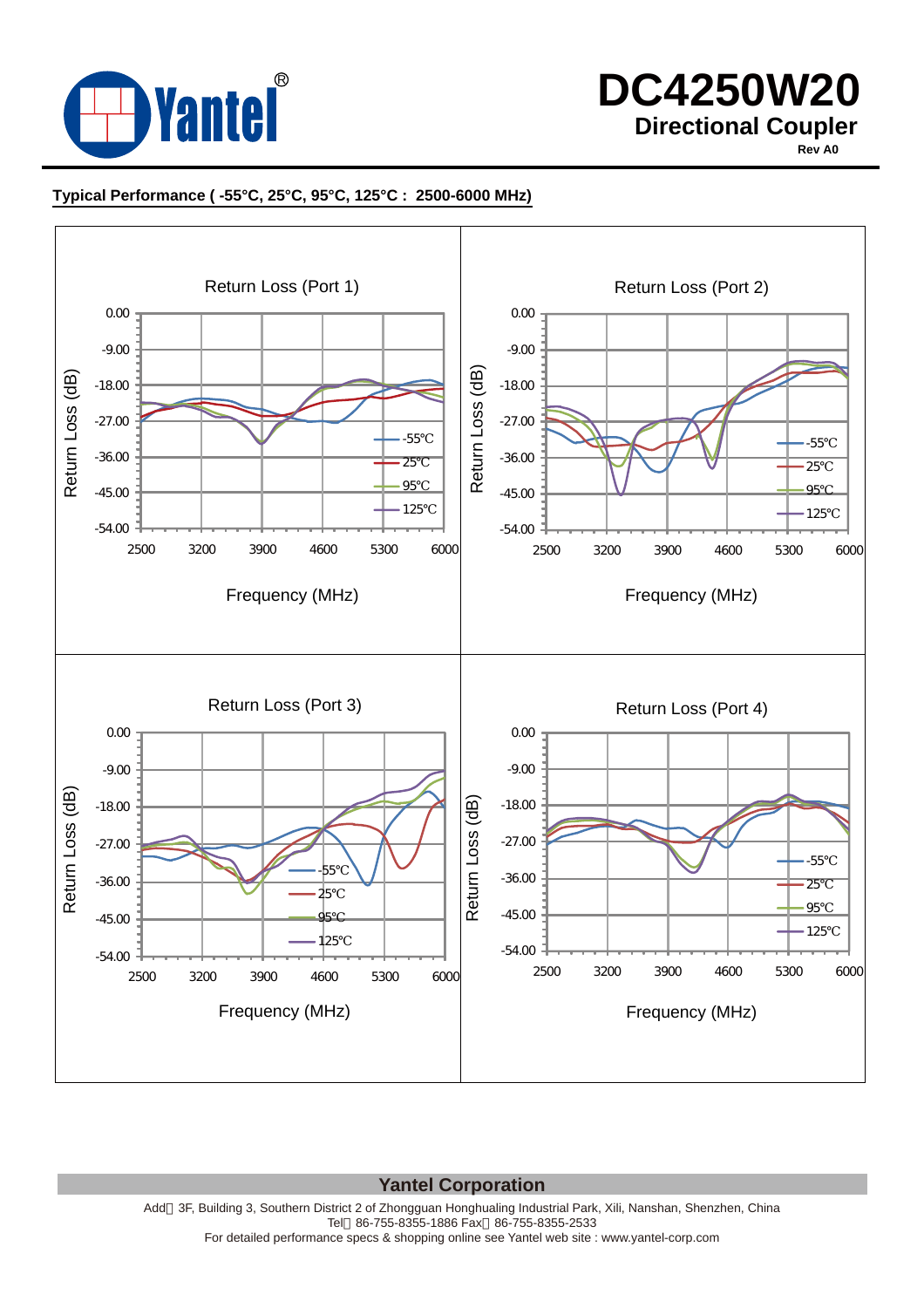# DC4250W20

**Directional Coupler**

Rev A0

**Typical Performance ( -55℃, 25℃, 95℃, 125℃ : 2500-6000 MHz)**

Return Loss (Port 1)

Return Loss (dB): 0.00, -9.00, -18.00, -27.00, -36.00, -45.00, -54.00

Frequency (MHz): 2500, 3200, 3900, 4600, 5300, 6000

Legend: -55℃, 25℃, 95℃, 125℃

Return Loss (Port 2)

Return Loss (dB): 0.00, -9.00, -18.00, -27.00, -36.00, -45.00, -54.00

Frequency (MHz): 2500, 3200, 3900, 4600, 5300, 6000

Legend: -55℃, 25℃, 95℃, 125℃

Return Loss (Port 3)

Return Loss (dB): 0.00, -9.00, -18.00, -27.00, -36.00, -45.00, -54.00

Frequency (MHz): 2500, 3200, 3900, 4600, 5300, 6000

Legend: -55℃, 25℃, 95℃, 125℃

Return Loss (Port 4)

Return Loss (dB): 0.00, -9.00, -18.00, -27.00, -36.00, -45.00, -54.00

Frequency (MHz): 2500, 3200, 3900, 4600, 5300, 6000

Legend: -55℃, 25℃, 95℃, 125℃

**Yantel Corporation**

Add：3F, Building 3, Southern District 2 of Zhongguan Honghualing Industrial Park, Xili, Nanshan, Shenzhen, China
Tel：86-755-8355-1886 Fax：86-755-8355-2533
For detailed performance specs & shopping online see Yantel web site : www.yantel-corp.com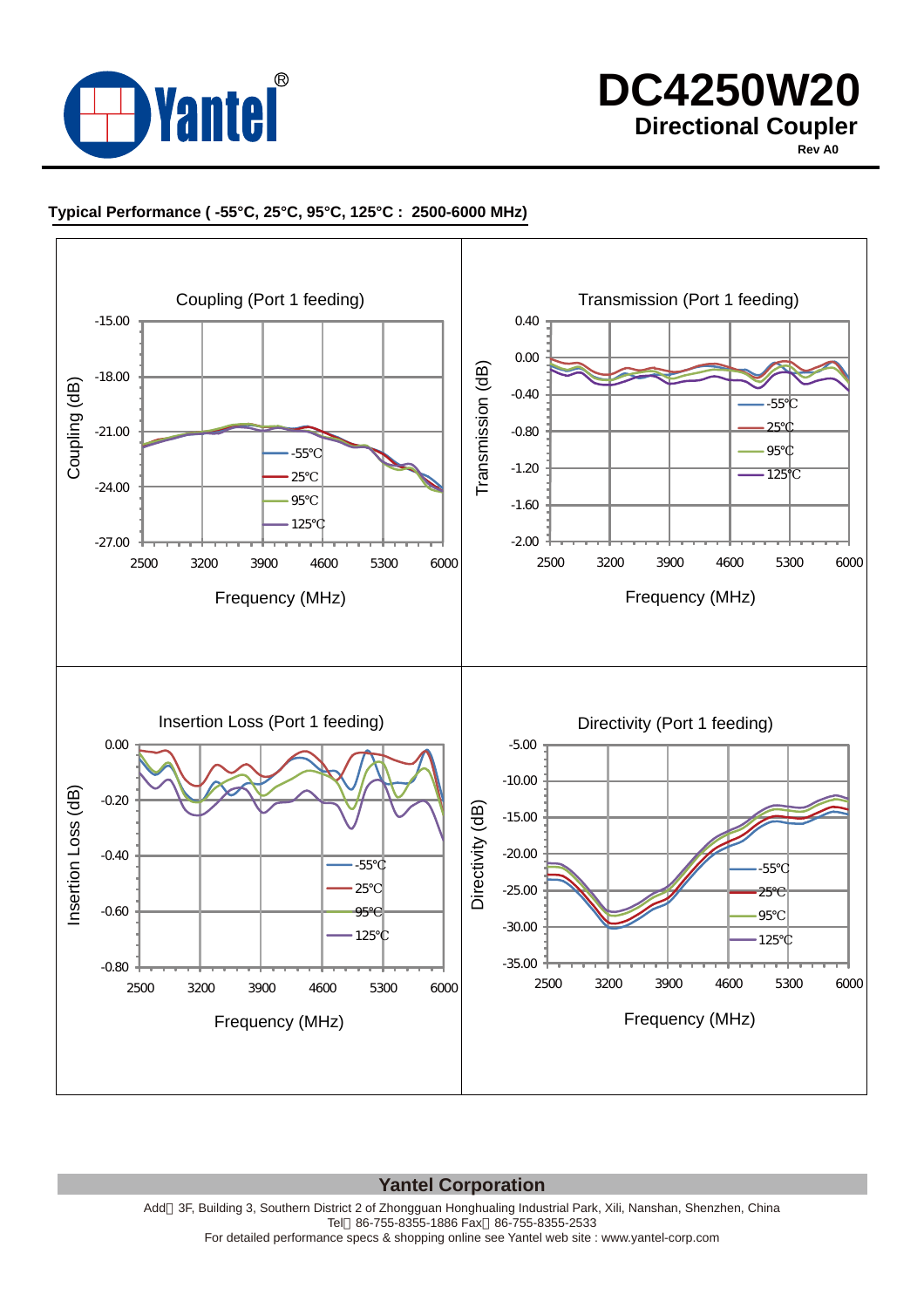# DC4250W20

## Directional Coupler

Rev A0

**Typical Performance ( -55°C, 25°C, 95°C, 125°C : 2500-6000 MHz)**

Coupling (Port 1 feeding)

Transmission (Port 1 feeding)

Insertion Loss (Port 1 feeding)

Directivity (Port 1 feeding)

**Yantel Corporation**

Add：3F, Building 3, Southern District 2 of Zhongguan Honghualing Industrial Park, Xili, Nanshan, Shenzhen, China
Tel：86-755-8355-1886 Fax：86-755-8355-2533
For detailed performance specs & shopping online see Yantel web site : www.yantel-corp.com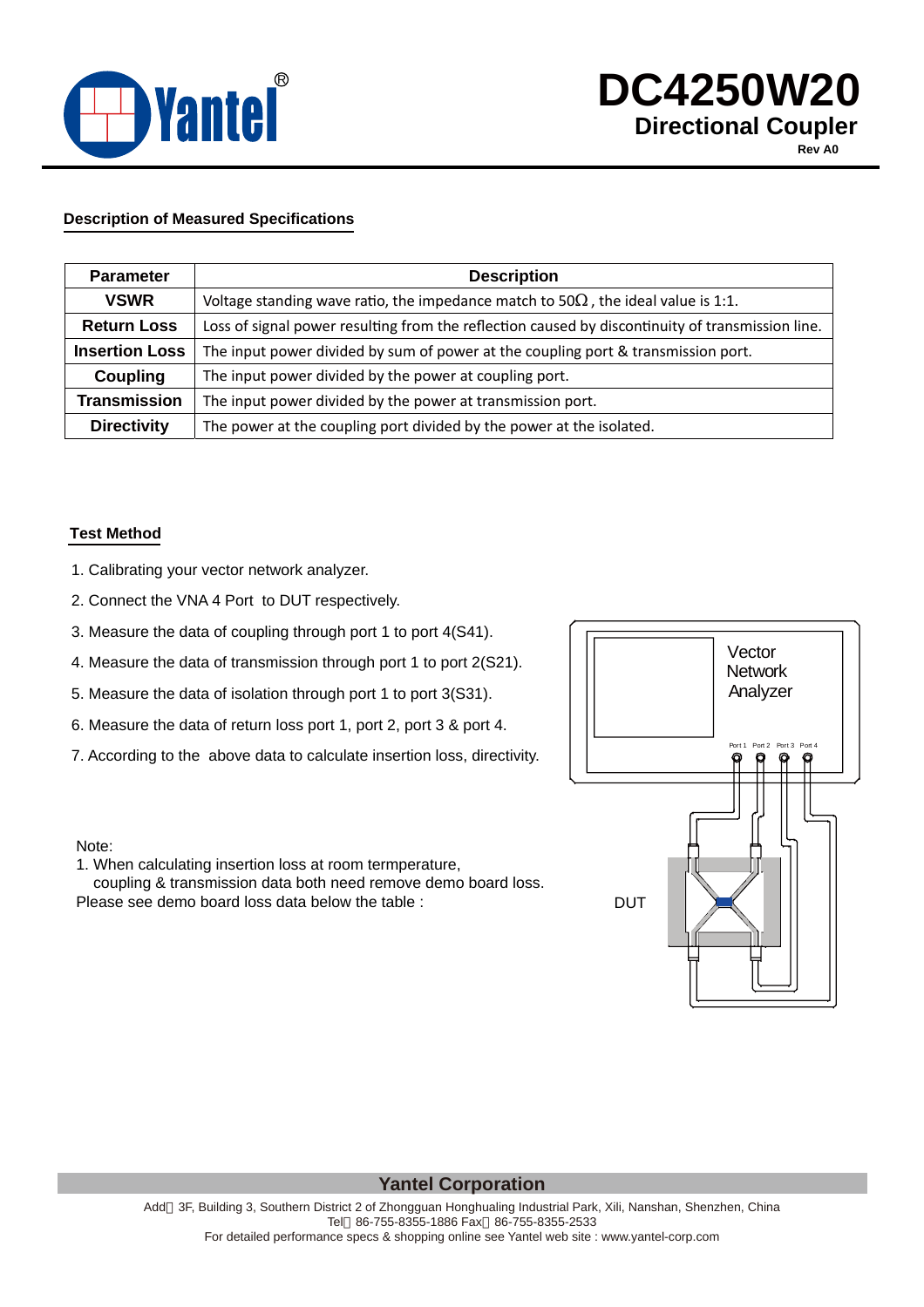# DC4250W20

## Directional Coupler

Rev A0

### Description of Measured Specifications

| Parameter | Description |
|---|---|
| VSWR | Voltage standing wave ratio, the impedance match to 50Ω, the ideal value is 1:1. |
| Return Loss | Loss of signal power resulting from the reflection caused by discontinuity of transmission line. |
| Insertion Loss | The input power divided by sum of power at the coupling port & transmission port. |
| Coupling | The input power divided by the power at coupling port. |
| Transmission | The input power divided by the power at transmission port. |
| Directivity | The power at the coupling port divided by the power at the isolated. |

### Test Method

1. Calibrating your vector network analyzer.
2. Connect the VNA 4 Port to DUT respectively.
3. Measure the data of coupling through port 1 to port 4(S41).
4. Measure the data of transmission through port 1 to port 2(S21).
5. Measure the data of isolation through port 1 to port 3(S31).
6. Measure the data of return loss port 1, port 2, port 3 & port 4.
7. According to the above data to calculate insertion loss, directivity.

Vector Network Analyzer

Port 1 Port 2 Port 3 Port 4

DUT

Note:

1. When calculating insertion loss at room termperature, coupling & transmission data both need remove demo board loss.

Please see demo board loss data below the table :

**Yantel Corporation**

Add：3F, Building 3, Southern District 2 of Zhongguan Honghualing Industrial Park, Xili, Nanshan, Shenzhen, China
Tel：86-755-8355-1886 Fax：86-755-8355-2533
For detailed performance specs & shopping online see Yantel web site : www.yantel-corp.com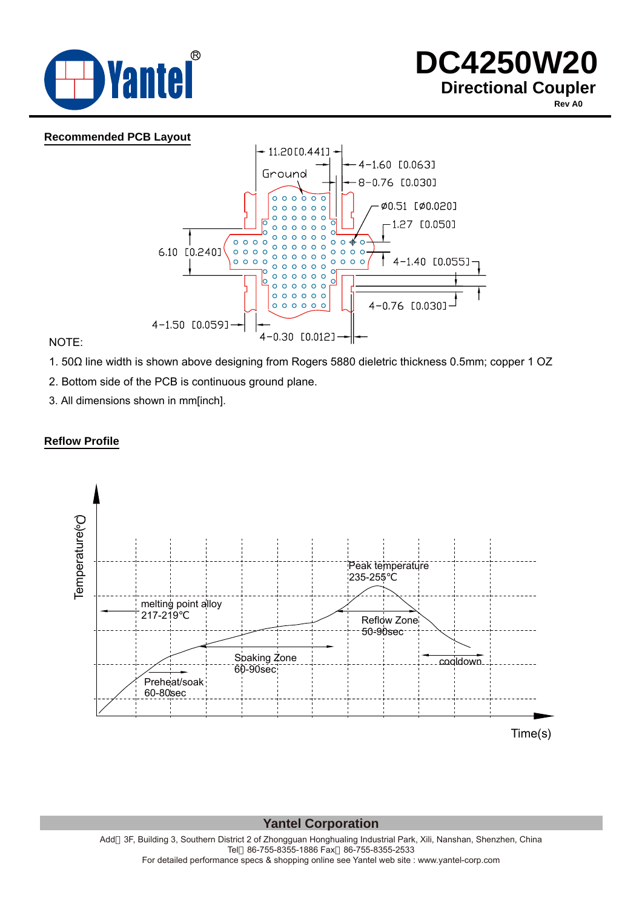# DC4250W20

## Directional Coupler

Rev A0

**Recommended PCB Layout**

11.20 [0.441]

Ground

4-1.60 [0.063]

8-0.76 [0.030]

ø0.51 [ø0.020]

1.27 [0.050]

6.10 [0.240]

4-1.40 [0.055]

4-0.76 [0.030]

4-1.50 [0.059]

4-0.30 [0.012]

NOTE:

1. 50Ω line width is shown above designing from Rogers 5880 dieletric thickness 0.5mm; copper 1 OZ
2. Bottom side of the PCB is continuous ground plane.
3. All dimensions shown in mm[inch].

**Reflow Profile**

Temperature(°C)

Peak temperature 235-255°C

melting point alloy 217-219°C

Reflow Zone 50-90sec

Soaking Zone 60-90sec

cooldown

Preheat/soak 60-80sec

Time(s)

**Yantel Corporation**

Add：3F, Building 3, Southern District 2 of Zhongguan Honghualing Industrial Park, Xili, Nanshan, Shenzhen, China
Tel：86-755-8355-1886 Fax：86-755-8355-2533
For detailed performance specs & shopping online see Yantel web site : www.yantel-corp.com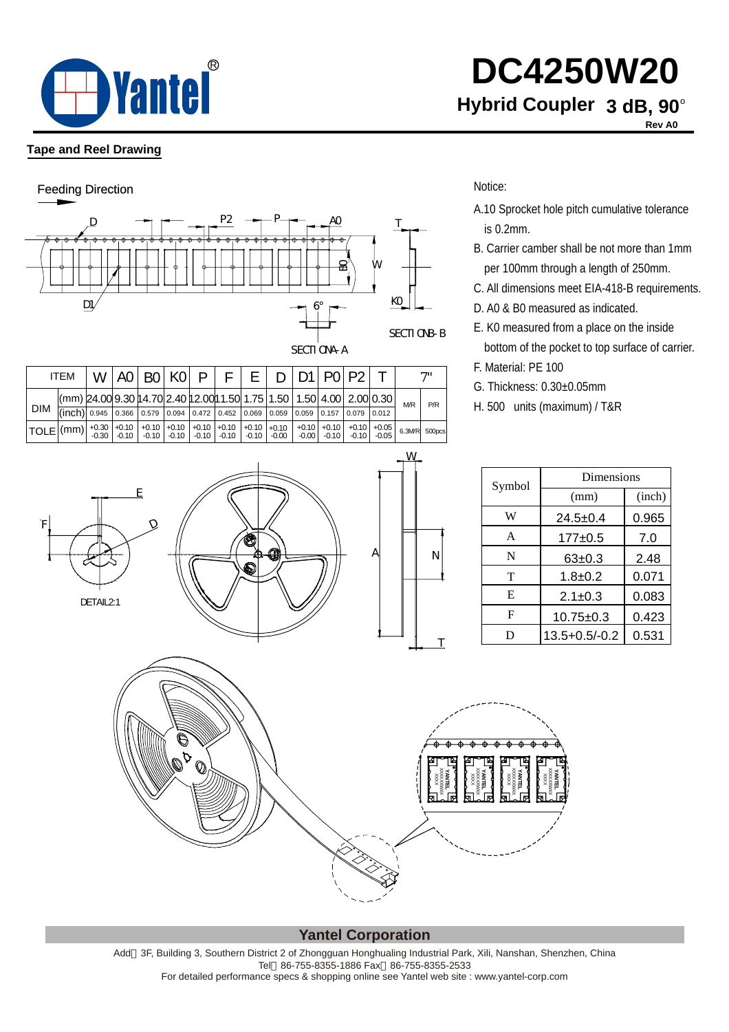# DC4250W20

## Hybrid Coupler 3 dB, 90°

Rev A0

### Tape and Reel Drawing

Feeding Direction

SECTION A-A

SECTION B-B

| ITEM | | W | A0 | B0 | K0 | P | F | E | D | D1 | P0 | P2 | T | 7" | |
|---|---|---|---|---|---|---|---|---|---|---|---|---|---|---|---|
| DIM | (mm) | 24.00 | 9.30 | 14.70 | 2.40 | 12.00 | 11.50 | 1.75 | 1.50 | 1.50 | 4.00 | 2.00 | 0.30 | M/R | P/R |
| | (inch) | 0.945 | 0.366 | 0.579 | 0.094 | 0.472 | 0.452 | 0.069 | 0.059 | 0.059 | 0.157 | 0.079 | 0.012 | | |
| TOLE | (mm) | +0.30 -0.30 | +0.10 -0.10 | +0.10 -0.10 | +0.10 -0.10 | +0.10 -0.10 | +0.10 -0.10 | +0.10 -0.10 | +0.10 -0.00 | +0.10 -0.00 | +0.10 -0.10 | +0.10 -0.10 | +0.05 -0.05 | 6.3M/R | 500pcs |

Notice:

A. 10 Sprocket hole pitch cumulative tolerance is 0.2mm.
B. Carrier camber shall be not more than 1mm per 100mm through a length of 250mm.
C. All dimensions meet EIA-418-B requirements.
D. A0 & B0 measured as indicated.
E. K0 measured from a place on the inside bottom of the pocket to top surface of carrier.
F. Material: PE 100
G. Thickness: 0.30±0.05mm
H. 500 units (maximum) / T&R

DETAIL 2:1

| Symbol | Dimensions (mm) | Dimensions (inch) |
|---|---|---|
| W | 24.5±0.4 | 0.965 |
| A | 177±0.5 | 7.0 |
| N | 63±0.3 | 2.48 |
| T | 1.8±0.2 | 0.071 |
| E | 2.1±0.3 | 0.083 |
| F | 10.75±0.3 | 0.423 |
| D | 13.5+0.5/-0.2 | 0.531 |

**Yantel Corporation**

Add：3F, Building 3, Southern District 2 of Zhongguan Honghualing Industrial Park, Xili, Nanshan, Shenzhen, China
Tel：86-755-8355-1886 Fax：86-755-8355-2533
For detailed performance specs & shopping online see Yantel web site : www.yantel-corp.com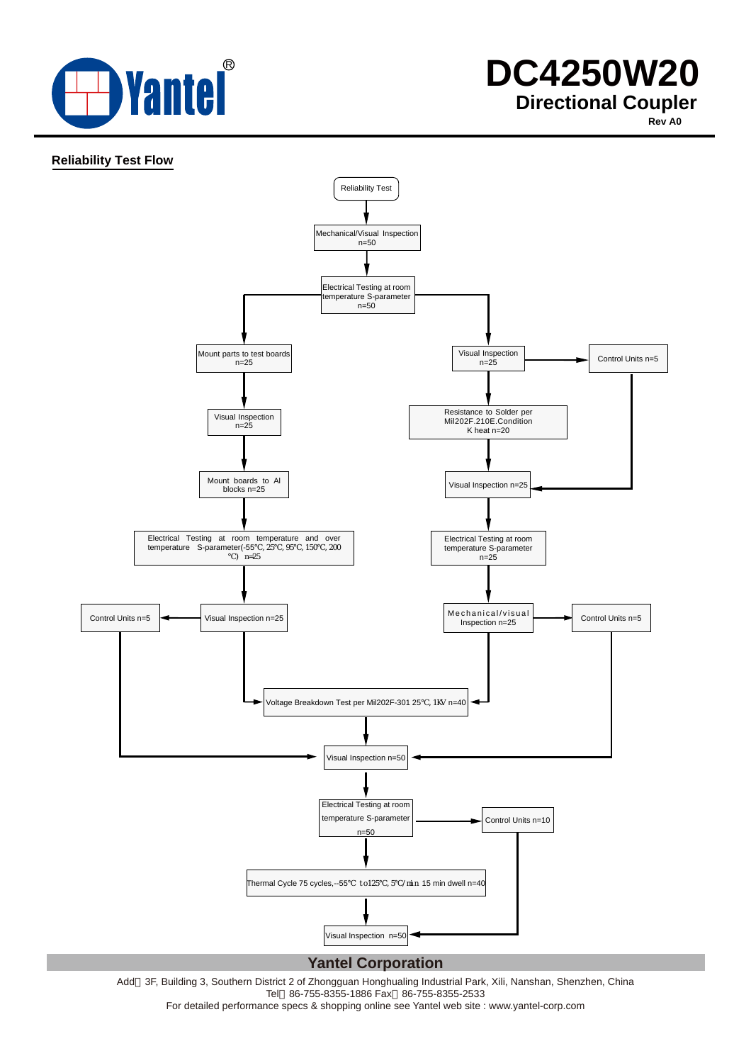## Reliability Test Flow

Reliability Test

↓

Mechanical/Visual Inspection n=50

↓

Electrical Testing at room temperature S-parameter n=50

**Left branch:**

- Mount parts to test boards n=25
- Visual Inspection n=25
- Mount boards to Al blocks n=25
- Electrical Testing at room temperature and over temperature S-parameter(-55℃, 25℃, 95℃, 150℃, 200℃) n=25
- Visual Inspection n=25 → Control Units n=5 (→ Visual Inspection n=50)
- → Voltage Breakdown Test per Mil202F-301 25℃, 1KV n=40

**Right branch:**

- Visual Inspection n=25 → Control Units n=5 (→ Visual Inspection n=25)
- Resistance to Solder per Mil202F.210E.Condition K heat n=20
- Visual Inspection n=25
- Electrical Testing at room temperature S-parameter n=25
- Mechanical/visual Inspection n=25 → Control Units n=5 (→ Visual Inspection n=50)
- → Voltage Breakdown Test per Mil202F-301 25℃, 1KV n=40

**Combined:**

Voltage Breakdown Test per Mil202F-301 25℃, 1KV n=40

↓

Visual Inspection n=50

↓

Electrical Testing at room temperature S-parameter n=50 → Control Units n=10 (→ Visual Inspection n=50)

↓

Thermal Cycle 75 cycles,−55℃ to125℃, 5℃/min 15 min dwell n=40

↓

Visual Inspection n=50

**Yantel Corporation**

Add：3F, Building 3, Southern District 2 of Zhongguan Honghualing Industrial Park, Xili, Nanshan, Shenzhen, China
Tel：86-755-8355-1886 Fax：86-755-8355-2533
For detailed performance specs & shopping online see Yantel web site : www.yantel-corp.com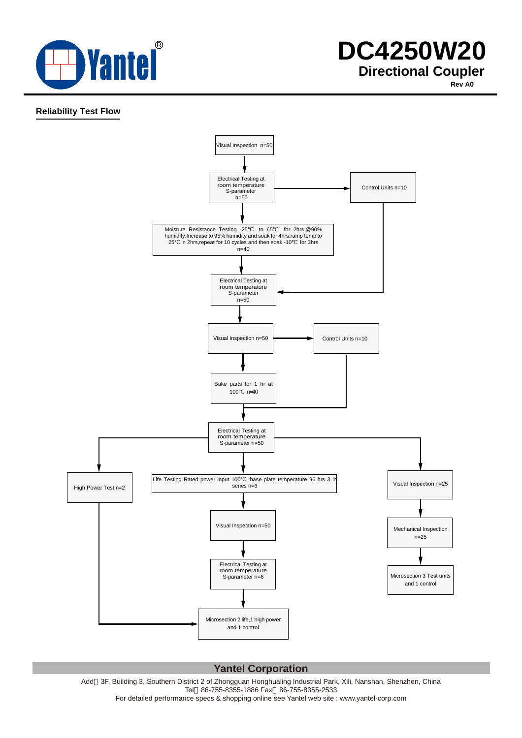# DC4250W20

## Directional Coupler

Rev A0

### Reliability Test Flow

Visual Inspection n=50

Electrical Testing at room temperature S-parameter n=50

Control Units n=10

Moisture Resistance Testing -25℃ to 65℃ for 2hrs.@90% humidity.Increase to 95% humidity and soak for 4hrs.ramp temp to 25℃ in 2hrs,repeat for 10 cycles and then soak -10℃ for 3hrs n=40

Electrical Testing at room temperature S-parameter n=50

Visual Inspection n=50

Control Units n=10

Bake parts for 1 hr at 100℃ n=40

Electrical Testing at room temperature S-parameter n=50

High Power Test n=2

Life Testing Rated power input 100℃ base plate temperature 96 hrs 3 in series n=6

Visual Inspection n=25

Visual Inspection n=50

Mechanical Inspection n=25

Electrical Testing at room temperature S-parameter n=6

Microsection 3 Test units and 1 control

Microsection 2 life,1 high power and 1 control

**Yantel Corporation**

Add：3F, Building 3, Southern District 2 of Zhongguan Honghualing Industrial Park, Xili, Nanshan, Shenzhen, China
Tel：86-755-8355-1886 Fax：86-755-8355-2533
For detailed performance specs & shopping online see Yantel web site : www.yantel-corp.com